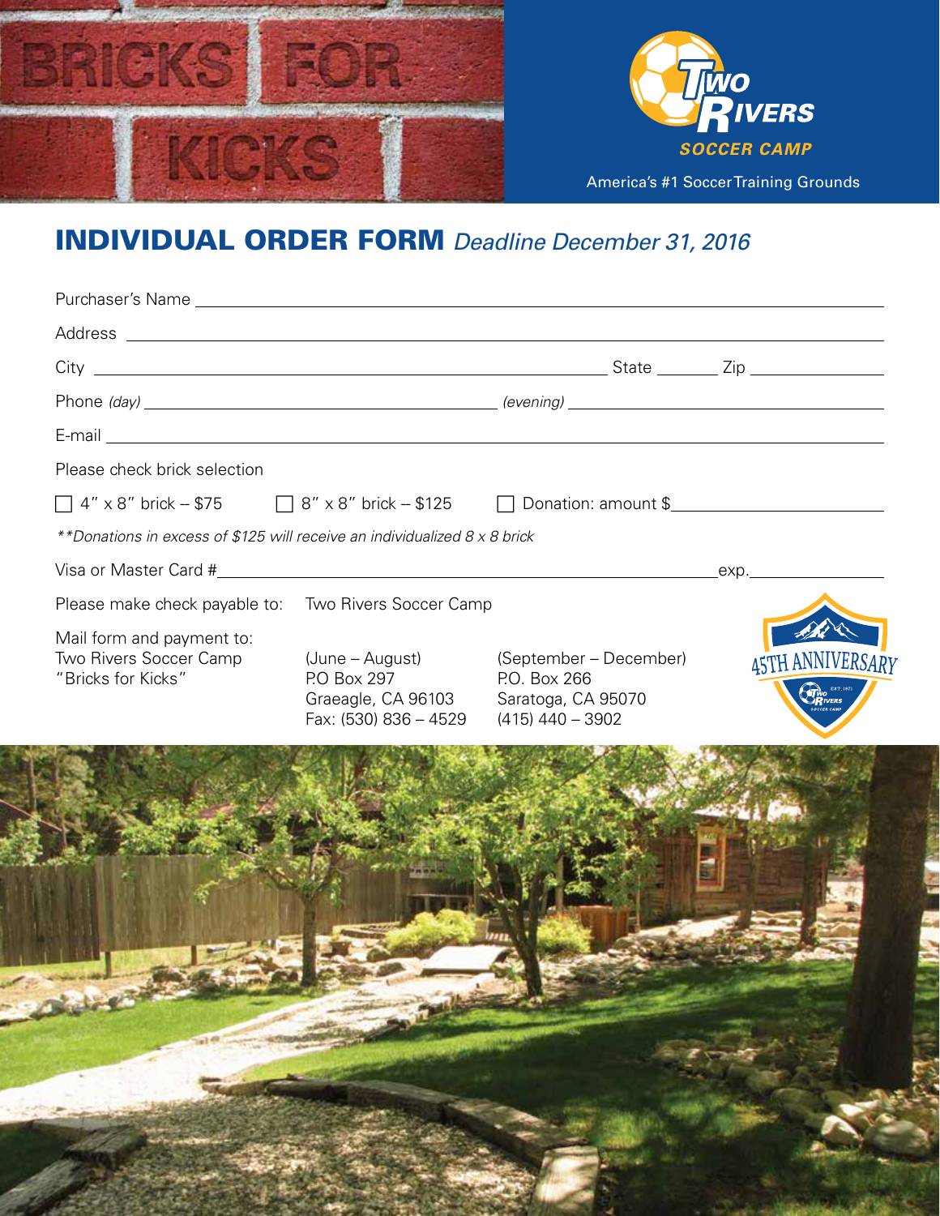BRICKS FOR KICKS

TWO RIVERS SOCCER CAMP

America's #1 Soccer Training Grounds

# INDIVIDUAL ORDER FORM *Deadline December 31, 2016*

Purchaser's Name ____________________

Address ____________________

City ____________________ State ________ Zip ____________

Phone *(day)* ____________________ *(evening)* ____________________

E-mail ____________________

Please check brick selection

☐ 4" x 8" brick – $75  ☐ 8" x 8" brick – $125  ☐ Donation: amount $____________

*\*\*Donations in excess of $125 will receive an individualized 8 x 8 brick*

Visa or Master Card #____________________ exp.____________

Please make check payable to: Two Rivers Soccer Camp

Mail form and payment to:
Two Rivers Soccer Camp
"Bricks for Kicks"

(June – August)
P.O Box 297
Graeagle, CA 96103
Fax: (530) 836 – 4529

(September – December)
P.O. Box 266
Saratoga, CA 95070
(415) 440 – 3902

45TH ANNIVERSARY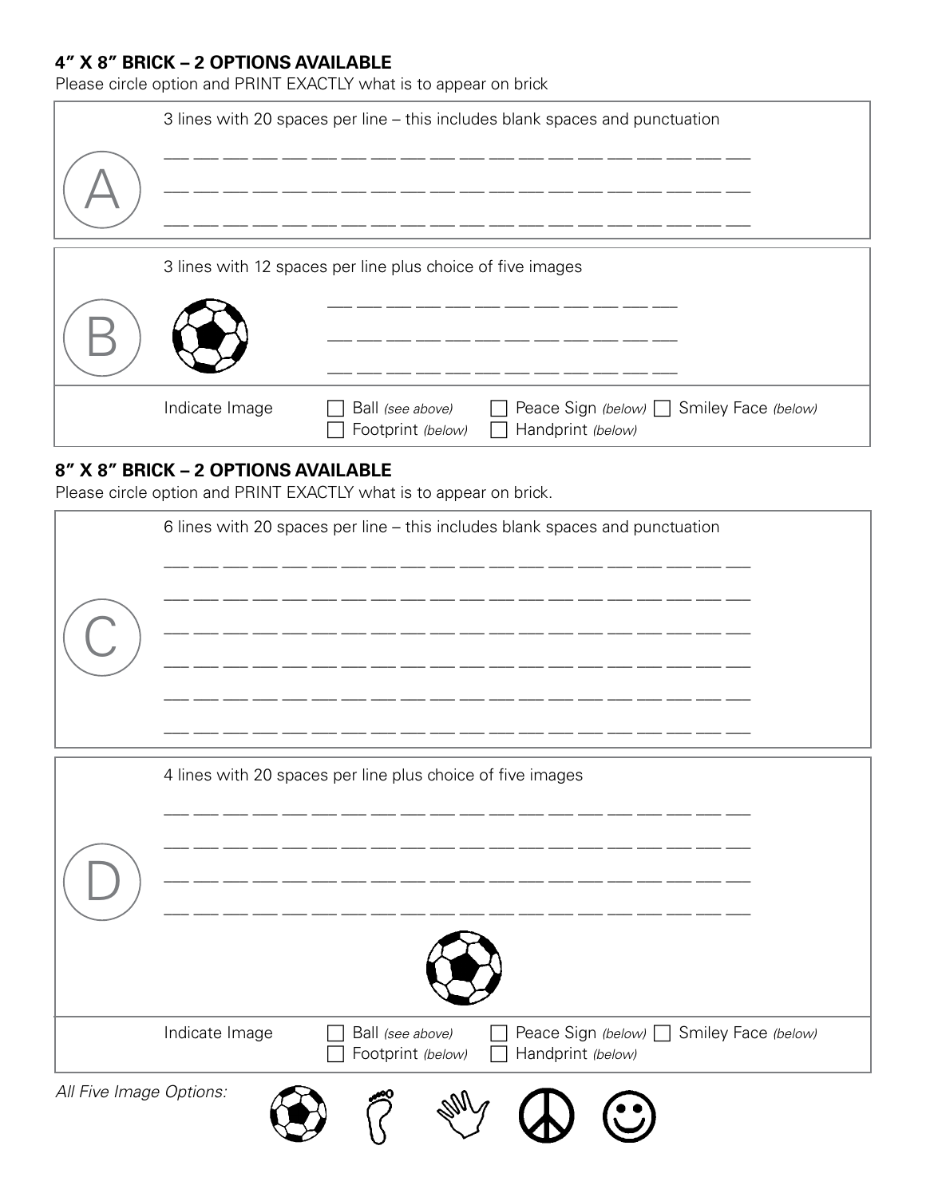## 4" X 8" BRICK – 2 OPTIONS AVAILABLE

Please circle option and PRINT EXACTLY what is to appear on brick

**A**

3 lines with 20 spaces per line – this includes blank spaces and punctuation

___ ___ ___ ___ ___ ___ ___ ___ ___ ___ ___ ___ ___ ___ ___ ___ ___ ___ ___ ___

___ ___ ___ ___ ___ ___ ___ ___ ___ ___ ___ ___ ___ ___ ___ ___ ___ ___ ___ ___

___ ___ ___ ___ ___ ___ ___ ___ ___ ___ ___ ___ ___ ___ ___ ___ ___ ___ ___ ___

**B**

3 lines with 12 spaces per line plus choice of five images

___ ___ ___ ___ ___ ___ ___ ___ ___ ___ ___ ___

___ ___ ___ ___ ___ ___ ___ ___ ___ ___ ___ ___

___ ___ ___ ___ ___ ___ ___ ___ ___ ___ ___ ___

Indicate Image
- ☐ Ball *(see above)*
- ☐ Footprint *(below)*
- ☐ Peace Sign *(below)*
- ☐ Handprint *(below)*
- ☐ Smiley Face *(below)*

## 8" X 8" BRICK – 2 OPTIONS AVAILABLE

Please circle option and PRINT EXACTLY what is to appear on brick.

**C**

6 lines with 20 spaces per line – this includes blank spaces and punctuation

___ ___ ___ ___ ___ ___ ___ ___ ___ ___ ___ ___ ___ ___ ___ ___ ___ ___ ___ ___

___ ___ ___ ___ ___ ___ ___ ___ ___ ___ ___ ___ ___ ___ ___ ___ ___ ___ ___ ___

___ ___ ___ ___ ___ ___ ___ ___ ___ ___ ___ ___ ___ ___ ___ ___ ___ ___ ___ ___

___ ___ ___ ___ ___ ___ ___ ___ ___ ___ ___ ___ ___ ___ ___ ___ ___ ___ ___ ___

___ ___ ___ ___ ___ ___ ___ ___ ___ ___ ___ ___ ___ ___ ___ ___ ___ ___ ___ ___

___ ___ ___ ___ ___ ___ ___ ___ ___ ___ ___ ___ ___ ___ ___ ___ ___ ___ ___ ___

**D**

4 lines with 20 spaces per line plus choice of five images

___ ___ ___ ___ ___ ___ ___ ___ ___ ___ ___ ___ ___ ___ ___ ___ ___ ___ ___ ___

___ ___ ___ ___ ___ ___ ___ ___ ___ ___ ___ ___ ___ ___ ___ ___ ___ ___ ___ ___

___ ___ ___ ___ ___ ___ ___ ___ ___ ___ ___ ___ ___ ___ ___ ___ ___ ___ ___ ___

___ ___ ___ ___ ___ ___ ___ ___ ___ ___ ___ ___ ___ ___ ___ ___ ___ ___ ___ ___

Indicate Image
- ☐ Ball *(see above)*
- ☐ Footprint *(below)*
- ☐ Peace Sign *(below)*
- ☐ Handprint *(below)*
- ☐ Smiley Face *(below)*

*All Five Image Options:*